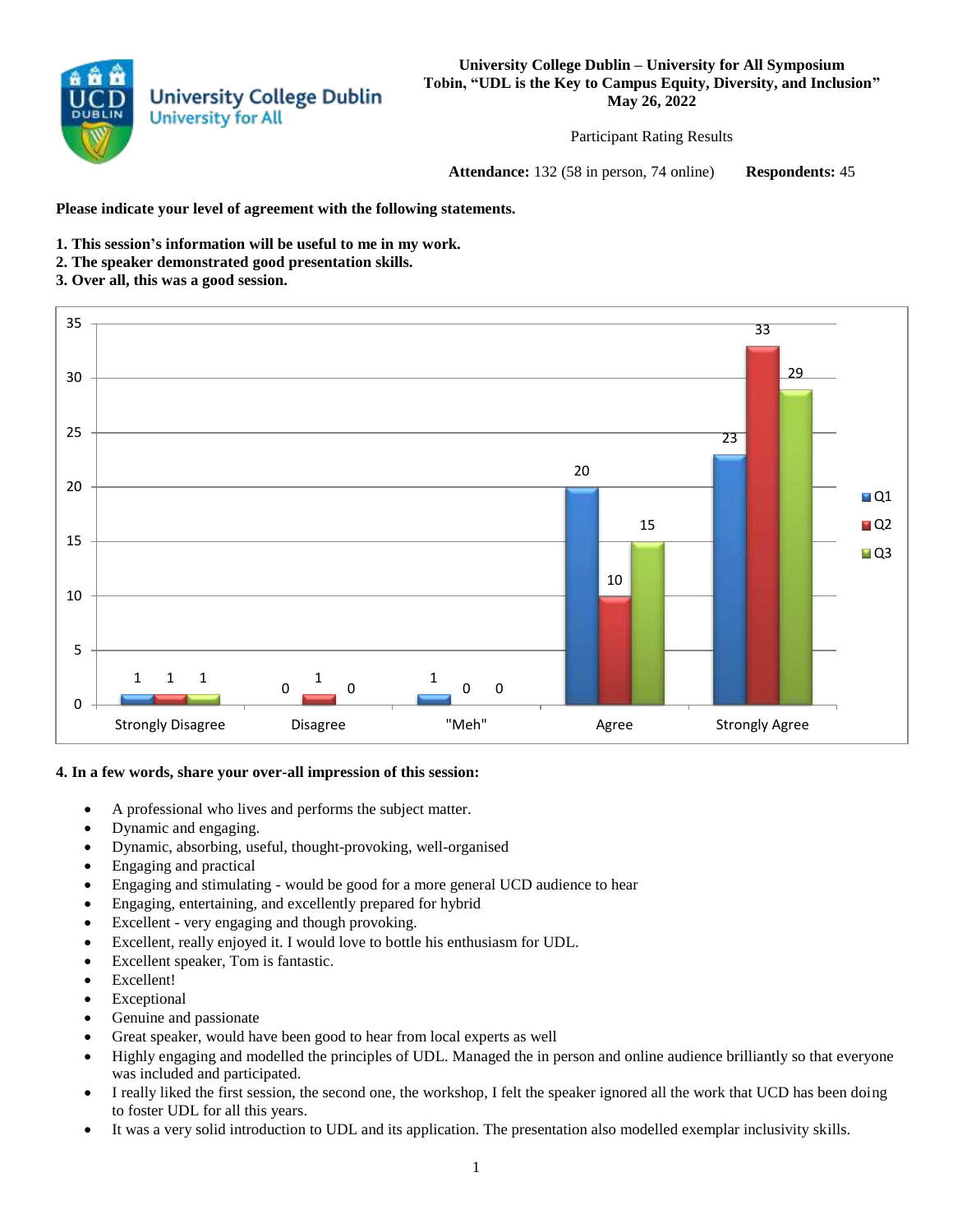**University College Dublin – University for All Symposium**
**Tobin, "UDL is the Key to Campus Equity, Diversity, and Inclusion"**
**May 26, 2022**

Participant Rating Results

**Attendance:** 132 (58 in person, 74 online) **Respondents:** 45

**Please indicate your level of agreement with the following statements.**

**1. This session's information will be useful to me in my work.**
**2. The speaker demonstrated good presentation skills.**
**3. Over all, this was a good session.**

| | Strongly Disagree | Disagree | "Meh" | Agree | Strongly Agree |
|---|---|---|---|---|---|
| Q1 | 1 | 0 | 1 | 20 | 23 |
| Q2 | 1 | 1 | 0 | 10 | 33 |
| Q3 | 1 | 0 | 0 | 15 | 29 |

**4. In a few words, share your over-all impression of this session:**

- A professional who lives and performs the subject matter.
- Dynamic and engaging.
- Dynamic, absorbing, useful, thought-provoking, well-organised
- Engaging and practical
- Engaging and stimulating - would be good for a more general UCD audience to hear
- Engaging, entertaining, and excellently prepared for hybrid
- Excellent - very engaging and though provoking.
- Excellent, really enjoyed it. I would love to bottle his enthusiasm for UDL.
- Excellent speaker, Tom is fantastic.
- Excellent!
- Exceptional
- Genuine and passionate
- Great speaker, would have been good to hear from local experts as well
- Highly engaging and modelled the principles of UDL. Managed the in person and online audience brilliantly so that everyone was included and participated.
- I really liked the first session, the second one, the workshop, I felt the speaker ignored all the work that UCD has been doing to foster UDL for all this years.
- It was a very solid introduction to UDL and its application. The presentation also modelled exemplar inclusivity skills.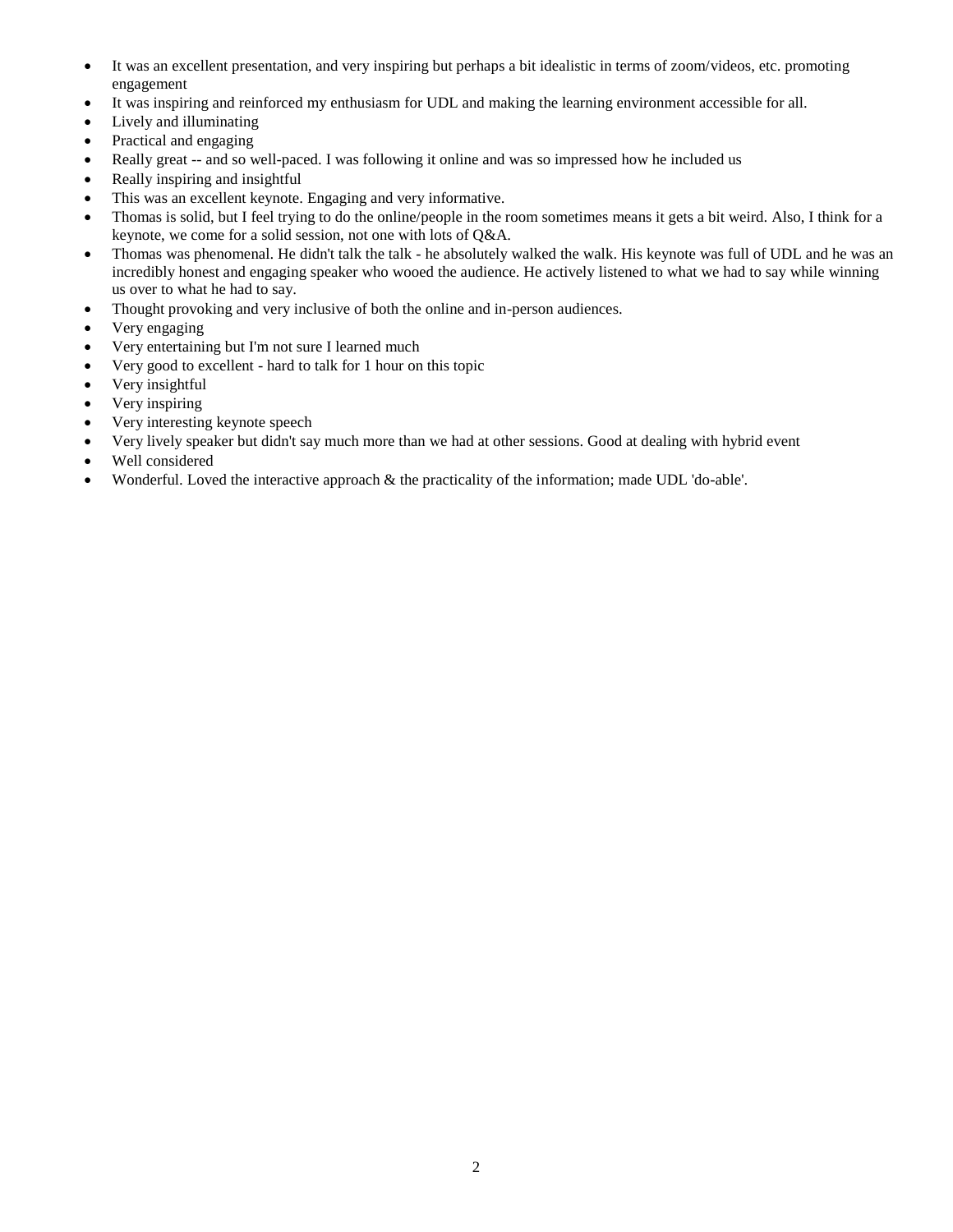- It was an excellent presentation, and very inspiring but perhaps a bit idealistic in terms of zoom/videos, etc. promoting engagement
- It was inspiring and reinforced my enthusiasm for UDL and making the learning environment accessible for all.
- Lively and illuminating
- Practical and engaging
- Really great -- and so well-paced. I was following it online and was so impressed how he included us
- Really inspiring and insightful
- This was an excellent keynote. Engaging and very informative.
- Thomas is solid, but I feel trying to do the online/people in the room sometimes means it gets a bit weird. Also, I think for a keynote, we come for a solid session, not one with lots of Q&A.
- Thomas was phenomenal. He didn't talk the talk - he absolutely walked the walk. His keynote was full of UDL and he was an incredibly honest and engaging speaker who wooed the audience. He actively listened to what we had to say while winning us over to what he had to say.
- Thought provoking and very inclusive of both the online and in-person audiences.
- Very engaging
- Very entertaining but I'm not sure I learned much
- Very good to excellent - hard to talk for 1 hour on this topic
- Very insightful
- Very inspiring
- Very interesting keynote speech
- Very lively speaker but didn't say much more than we had at other sessions. Good at dealing with hybrid event
- Well considered
- Wonderful. Loved the interactive approach & the practicality of the information; made UDL 'do-able'.